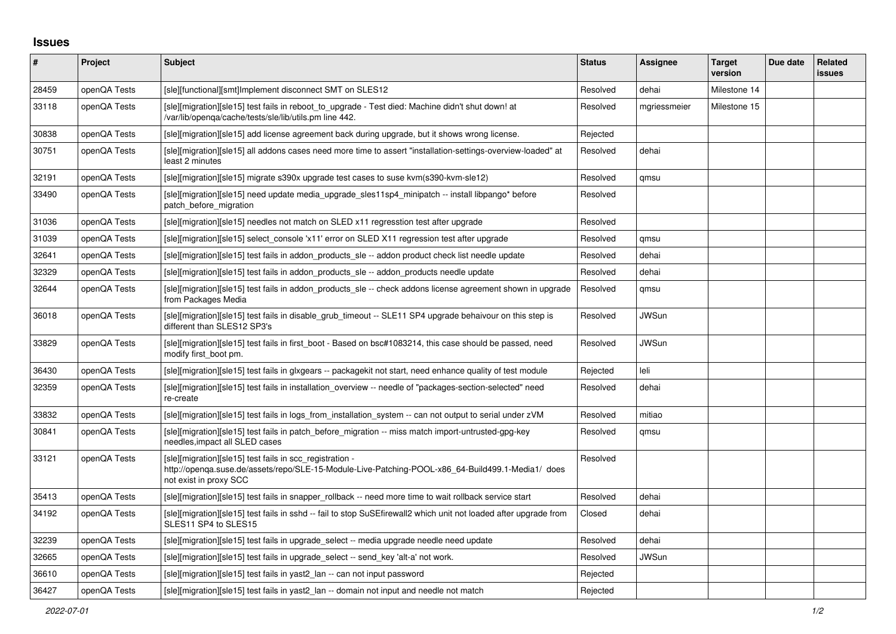## Issues

| # | Project | Subject | Status | Assignee | Target version | Due date | Related issues |
|---|---|---|---|---|---|---|---|
| 28459 | openQA Tests | [sle][functional][smt]Implement disconnect SMT on SLES12 | Resolved | dehai | Milestone 14 | | |
| 33118 | openQA Tests | [sle][migration][sle15] test fails in reboot_to_upgrade - Test died: Machine didn't shut down! at /var/lib/openqa/cache/tests/sle/lib/utils.pm line 442. | Resolved | mgriessmeier | Milestone 15 | | |
| 30838 | openQA Tests | [sle][migration][sle15] add license agreement back during upgrade, but it shows wrong license. | Rejected | | | | |
| 30751 | openQA Tests | [sle][migration][sle15] all addons cases need more time to assert "installation-settings-overview-loaded" at least 2 minutes | Resolved | dehai | | | |
| 32191 | openQA Tests | [sle][migration][sle15] migrate s390x upgrade test cases to suse kvm(s390-kvm-sle12) | Resolved | qmsu | | | |
| 33490 | openQA Tests | [sle][migration][sle15] need update media_upgrade_sles11sp4_minipatch -- install libpango* before patch_before_migration | Resolved | | | | |
| 31036 | openQA Tests | [sle][migration][sle15] needles not match on SLED x11 regresstion test after upgrade | Resolved | | | | |
| 31039 | openQA Tests | [sle][migration][sle15] select_console 'x11' error on SLED X11 regression test after upgrade | Resolved | qmsu | | | |
| 32641 | openQA Tests | [sle][migration][sle15] test fails in addon_products_sle -- addon product check list needle update | Resolved | dehai | | | |
| 32329 | openQA Tests | [sle][migration][sle15] test fails in addon_products_sle -- addon_products needle update | Resolved | dehai | | | |
| 32644 | openQA Tests | [sle][migration][sle15] test fails in addon_products_sle -- check addons license agreement shown in upgrade from Packages Media | Resolved | qmsu | | | |
| 36018 | openQA Tests | [sle][migration][sle15] test fails in disable_grub_timeout -- SLE11 SP4 upgrade behaivour on this step is different than SLES12 SP3's | Resolved | JWSun | | | |
| 33829 | openQA Tests | [sle][migration][sle15] test fails in first_boot - Based on bsc#1083214, this case should be passed, need modify first_boot pm. | Resolved | JWSun | | | |
| 36430 | openQA Tests | [sle][migration][sle15] test fails in glxgears -- packagekit not start, need enhance quality of test module | Rejected | leli | | | |
| 32359 | openQA Tests | [sle][migration][sle15] test fails in installation_overview -- needle of "packages-section-selected" need re-create | Resolved | dehai | | | |
| 33832 | openQA Tests | [sle][migration][sle15] test fails in logs_from_installation_system -- can not output to serial under zVM | Resolved | mitiao | | | |
| 30841 | openQA Tests | [sle][migration][sle15] test fails in patch_before_migration -- miss match import-untrusted-gpg-key needles,impact all SLED cases | Resolved | qmsu | | | |
| 33121 | openQA Tests | [sle][migration][sle15] test fails in scc_registration - http://openqa.suse.de/assets/repo/SLE-15-Module-Live-Patching-POOL-x86_64-Build499.1-Media1/ does not exist in proxy SCC | Resolved | | | | |
| 35413 | openQA Tests | [sle][migration][sle15] test fails in snapper_rollback -- need more time to wait rollback service start | Resolved | dehai | | | |
| 34192 | openQA Tests | [sle][migration][sle15] test fails in sshd -- fail to stop SuSEfirewall2 which unit not loaded after upgrade from SLES11 SP4 to SLES15 | Closed | dehai | | | |
| 32239 | openQA Tests | [sle][migration][sle15] test fails in upgrade_select -- media upgrade needle need update | Resolved | dehai | | | |
| 32665 | openQA Tests | [sle][migration][sle15] test fails in upgrade_select -- send_key 'alt-a' not work. | Resolved | JWSun | | | |
| 36610 | openQA Tests | [sle][migration][sle15] test fails in yast2_lan -- can not input password | Rejected | | | | |
| 36427 | openQA Tests | [sle][migration][sle15] test fails in yast2_lan -- domain not input and needle not match | Rejected | | | | |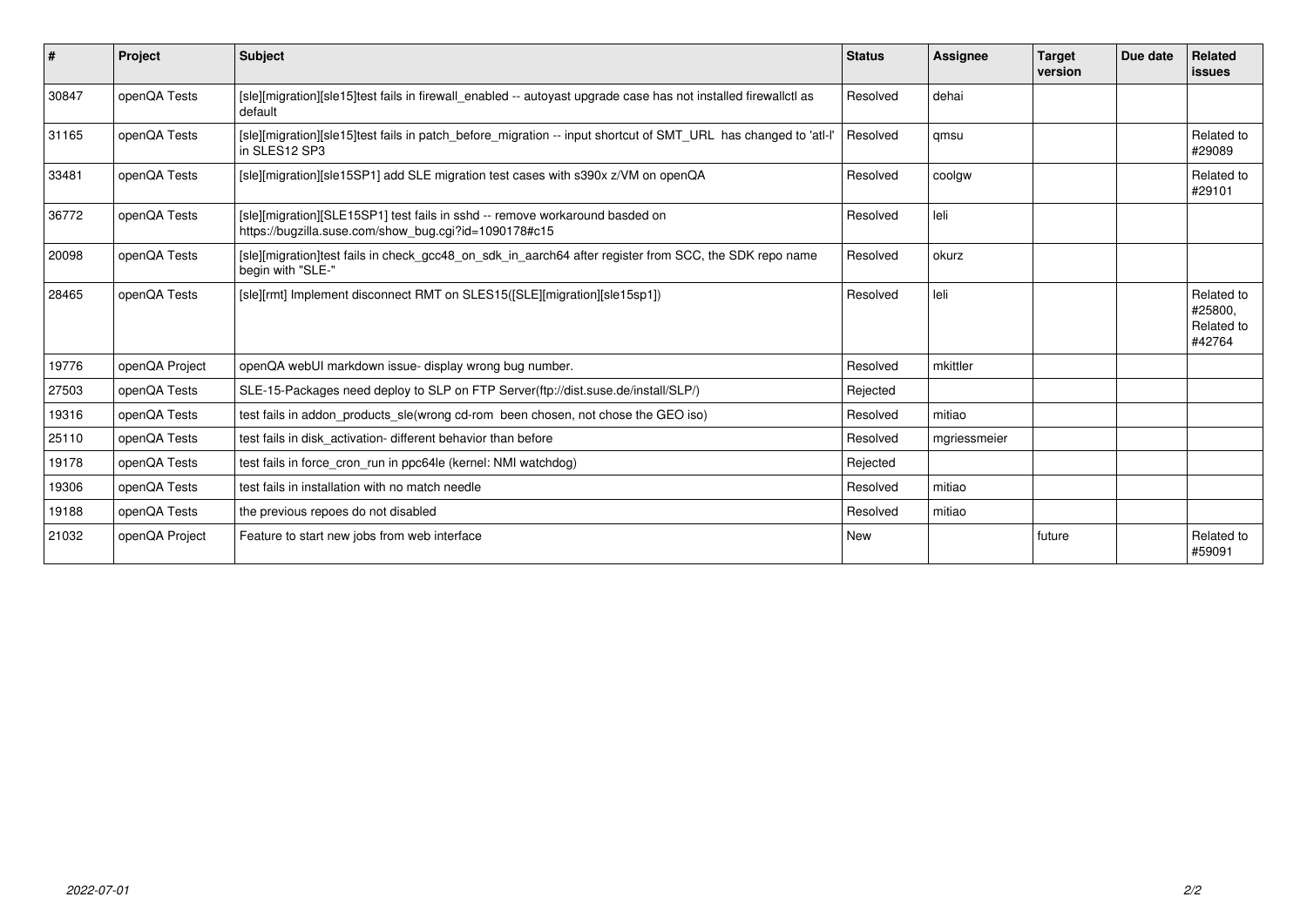| # | Project | Subject | Status | Assignee | Target version | Due date | Related issues |
|---|---|---|---|---|---|---|---|
| 30847 | openQA Tests | [sle][migration][sle15]test fails in firewall_enabled -- autoyast upgrade case has not installed firewallctl as default | Resolved | dehai | | | |
| 31165 | openQA Tests | [sle][migration][sle15]test fails in patch_before_migration -- input shortcut of SMT_URL has changed to 'alt-l' in SLES12 SP3 | Resolved | qmsu | | | Related to #29089 |
| 33481 | openQA Tests | [sle][migration][sle15SP1] add SLE migration test cases with s390x z/VM on openQA | Resolved | coolgw | | | Related to #29101 |
| 36772 | openQA Tests | [sle][migration][SLE15SP1] test fails in sshd -- remove workaround basded on https://bugzilla.suse.com/show_bug.cgi?id=1090178#c15 | Resolved | leli | | | |
| 20098 | openQA Tests | [sle][migration]test fails in check_gcc48_on_sdk_in_aarch64 after register from SCC, the SDK repo name begin with "SLE-" | Resolved | okurz | | | |
| 28465 | openQA Tests | [sle][rmt] Implement disconnect RMT on SLES15([SLE][migration][sle15sp1]) | Resolved | leli | | | Related to #25800, Related to #42764 |
| 19776 | openQA Project | openQA webUI markdown issue- display wrong bug number. | Resolved | mkittler | | | |
| 27503 | openQA Tests | SLE-15-Packages need deploy to SLP on FTP Server(ftp://dist.suse.de/install/SLP/) | Rejected | | | | |
| 19316 | openQA Tests | test fails in addon_products_sle(wrong cd-rom been chosen, not chose the GEO iso) | Resolved | mitiao | | | |
| 25110 | openQA Tests | test fails in disk_activation- different behavior than before | Resolved | mgriessmeier | | | |
| 19178 | openQA Tests | test fails in force_cron_run in ppc64le (kernel: NMI watchdog) | Rejected | | | | |
| 19306 | openQA Tests | test fails in installation with no match needle | Resolved | mitiao | | | |
| 19188 | openQA Tests | the previous repoes do not disabled | Resolved | mitiao | | | |
| 21032 | openQA Project | Feature to start new jobs from web interface | New | | future | | Related to #59091 |